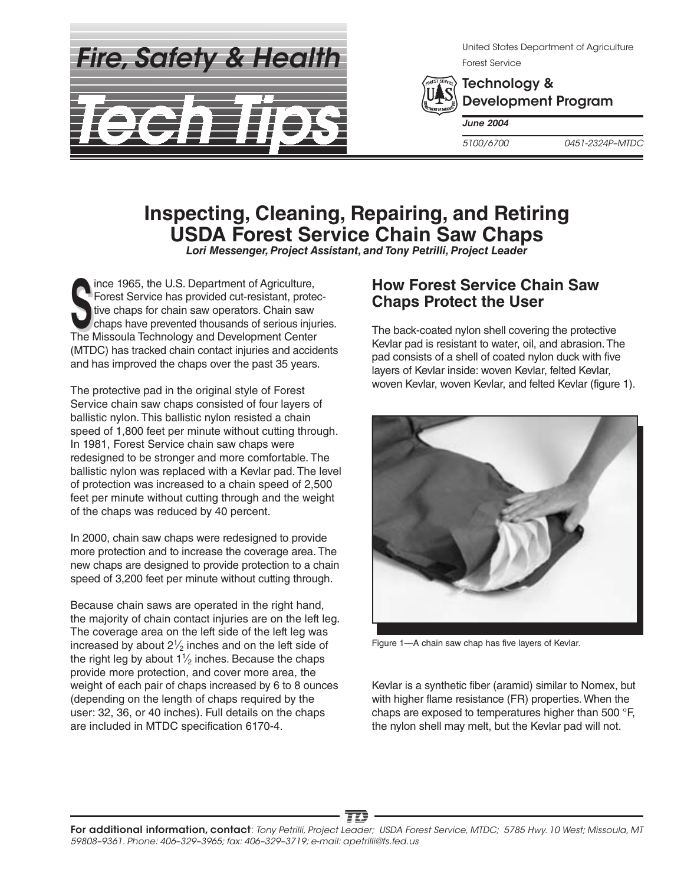Fire, Safety & Health

Tech Tips

United States Department of Agriculture
Forest Service

Technology & Development Program

June 2004

5100/6700 0451-2324P–MTDC

# Inspecting, Cleaning, Repairing, and Retiring USDA Forest Service Chain Saw Chaps

***Lori Messenger, Project Assistant, and Tony Petrilli, Project Leader***

Since 1965, the U.S. Department of Agriculture, Forest Service has provided cut-resistant, protective chaps for chain saw operators. Chain saw chaps have prevented thousands of serious injuries. The Missoula Technology and Development Center (MTDC) has tracked chain contact injuries and accidents and has improved the chaps over the past 35 years.

The protective pad in the original style of Forest Service chain saw chaps consisted of four layers of ballistic nylon. This ballistic nylon resisted a chain speed of 1,800 feet per minute without cutting through. In 1981, Forest Service chain saw chaps were redesigned to be stronger and more comfortable. The ballistic nylon was replaced with a Kevlar pad. The level of protection was increased to a chain speed of 2,500 feet per minute without cutting through and the weight of the chaps was reduced by 40 percent.

In 2000, chain saw chaps were redesigned to provide more protection and to increase the coverage area. The new chaps are designed to provide protection to a chain speed of 3,200 feet per minute without cutting through.

Because chain saws are operated in the right hand, the majority of chain contact injuries are on the left leg. The coverage area on the left side of the left leg was increased by about 2½ inches and on the left side of the right leg by about 1½ inches. Because the chaps provide more protection, and cover more area, the weight of each pair of chaps increased by 6 to 8 ounces (depending on the length of chaps required by the user: 32, 36, or 40 inches). Full details on the chaps are included in MTDC specification 6170-4.

## How Forest Service Chain Saw Chaps Protect the User

The back-coated nylon shell covering the protective Kevlar pad is resistant to water, oil, and abrasion. The pad consists of a shell of coated nylon duck with five layers of Kevlar inside: woven Kevlar, felted Kevlar, woven Kevlar, woven Kevlar, and felted Kevlar (figure 1).

Figure 1—A chain saw chap has five layers of Kevlar.

Kevlar is a synthetic fiber (aramid) similar to Nomex, but with higher flame resistance (FR) properties. When the chaps are exposed to temperatures higher than 500 °F, the nylon shell may melt, but the Kevlar pad will not.

**For additional information, contact**: *Tony Petrilli, Project Leader; USDA Forest Service, MTDC; 5785 Hwy. 10 West; Missoula, MT 59808–9361. Phone: 406–329–3965; fax: 406–329–3719; e-mail: apetrilli@fs.fed.us*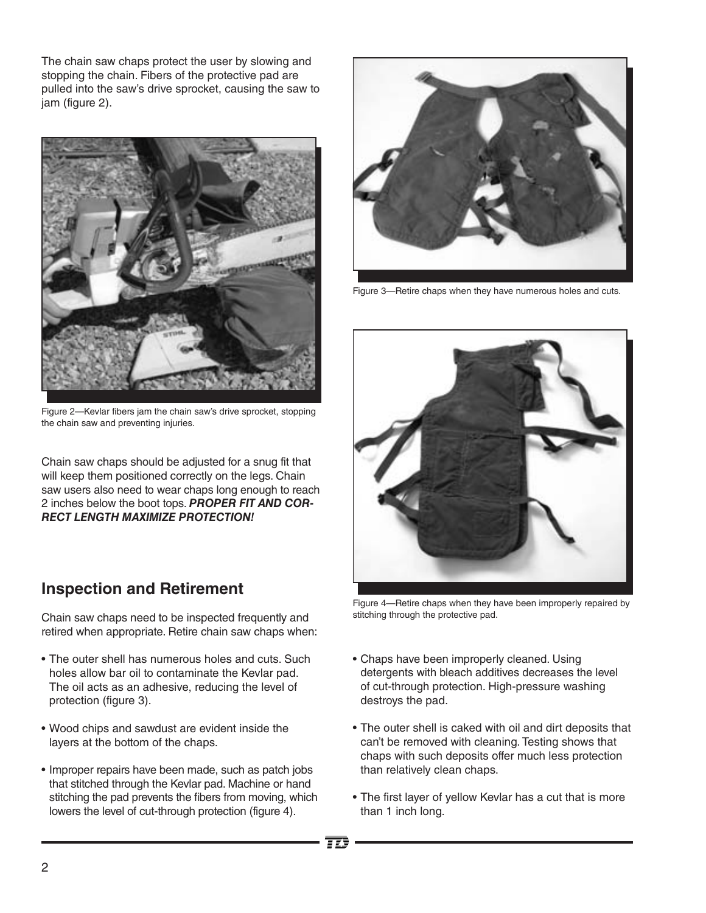The chain saw chaps protect the user by slowing and stopping the chain. Fibers of the protective pad are pulled into the saw's drive sprocket, causing the saw to jam (figure 2).

Figure 2—Kevlar fibers jam the chain saw's drive sprocket, stopping the chain saw and preventing injuries.

Chain saw chaps should be adjusted for a snug fit that will keep them positioned correctly on the legs. Chain saw users also need to wear chaps long enough to reach 2 inches below the boot tops. ***PROPER FIT AND CORRECT LENGTH MAXIMIZE PROTECTION!***

## Inspection and Retirement

Chain saw chaps need to be inspected frequently and retired when appropriate. Retire chain saw chaps when:

- The outer shell has numerous holes and cuts. Such holes allow bar oil to contaminate the Kevlar pad. The oil acts as an adhesive, reducing the level of protection (figure 3).
- Wood chips and sawdust are evident inside the layers at the bottom of the chaps.
- Improper repairs have been made, such as patch jobs that stitched through the Kevlar pad. Machine or hand stitching the pad prevents the fibers from moving, which lowers the level of cut-through protection (figure 4).

Figure 3—Retire chaps when they have numerous holes and cuts.

Figure 4—Retire chaps when they have been improperly repaired by stitching through the protective pad.

- Chaps have been improperly cleaned. Using detergents with bleach additives decreases the level of cut-through protection. High-pressure washing destroys the pad.
- The outer shell is caked with oil and dirt deposits that can't be removed with cleaning. Testing shows that chaps with such deposits offer much less protection than relatively clean chaps.
- The first layer of yellow Kevlar has a cut that is more than 1 inch long.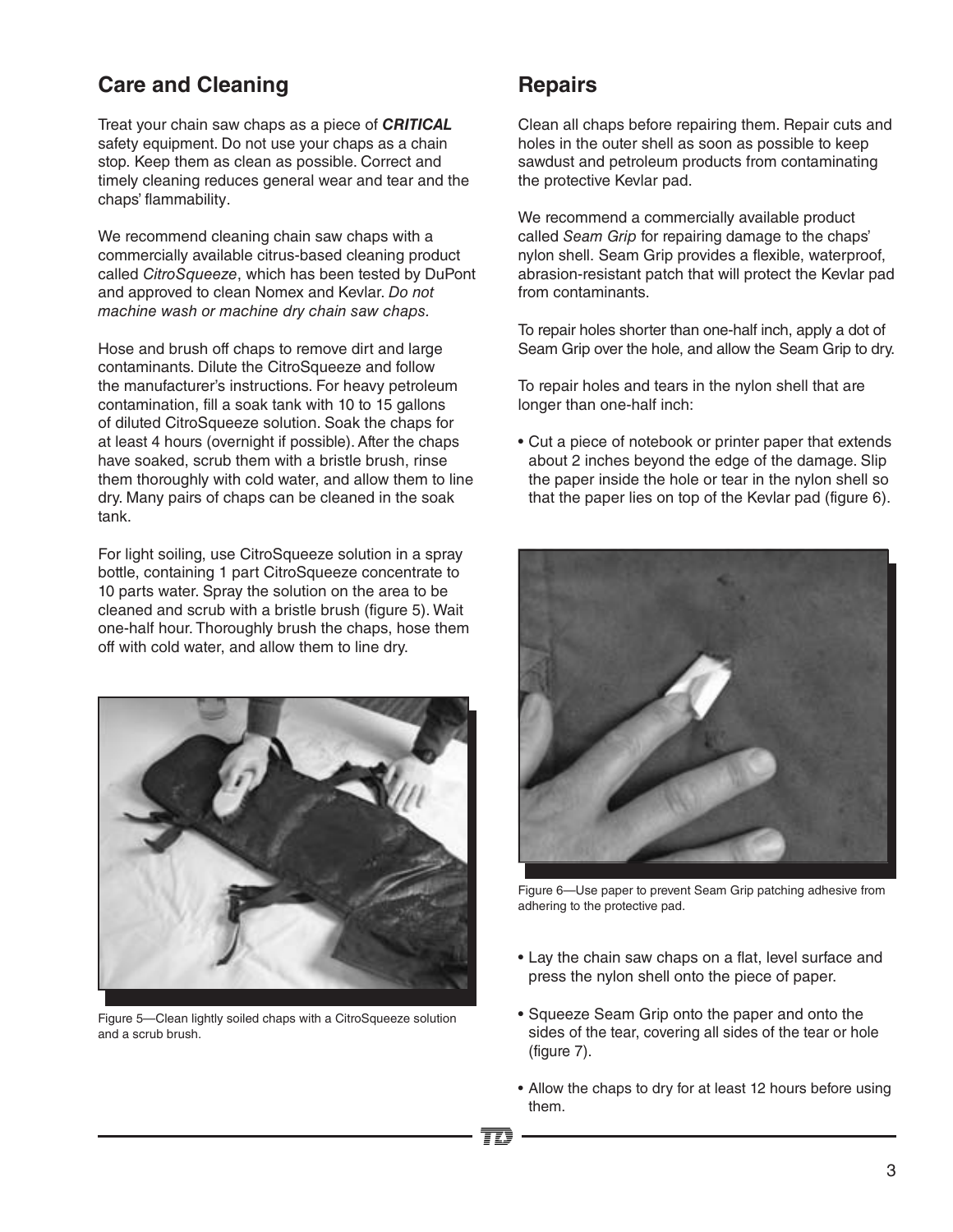## Care and Cleaning

Treat your chain saw chaps as a piece of ***CRITICAL*** safety equipment. Do not use your chaps as a chain stop. Keep them as clean as possible. Correct and timely cleaning reduces general wear and tear and the chaps' flammability.

We recommend cleaning chain saw chaps with a commercially available citrus-based cleaning product called *CitroSqueeze*, which has been tested by DuPont and approved to clean Nomex and Kevlar. *Do not machine wash or machine dry chain saw chaps.*

Hose and brush off chaps to remove dirt and large contaminants. Dilute the CitroSqueeze and follow the manufacturer's instructions. For heavy petroleum contamination, fill a soak tank with 10 to 15 gallons of diluted CitroSqueeze solution. Soak the chaps for at least 4 hours (overnight if possible). After the chaps have soaked, scrub them with a bristle brush, rinse them thoroughly with cold water, and allow them to line dry. Many pairs of chaps can be cleaned in the soak tank.

For light soiling, use CitroSqueeze solution in a spray bottle, containing 1 part CitroSqueeze concentrate to 10 parts water. Spray the solution on the area to be cleaned and scrub with a bristle brush (figure 5). Wait one-half hour. Thoroughly brush the chaps, hose them off with cold water, and allow them to line dry.

Figure 5—Clean lightly soiled chaps with a CitroSqueeze solution and a scrub brush.

## Repairs

Clean all chaps before repairing them. Repair cuts and holes in the outer shell as soon as possible to keep sawdust and petroleum products from contaminating the protective Kevlar pad.

We recommend a commercially available product called *Seam Grip* for repairing damage to the chaps' nylon shell. Seam Grip provides a flexible, waterproof, abrasion-resistant patch that will protect the Kevlar pad from contaminants.

To repair holes shorter than one-half inch, apply a dot of Seam Grip over the hole, and allow the Seam Grip to dry.

To repair holes and tears in the nylon shell that are longer than one-half inch:

- Cut a piece of notebook or printer paper that extends about 2 inches beyond the edge of the damage. Slip the paper inside the hole or tear in the nylon shell so that the paper lies on top of the Kevlar pad (figure 6).

Figure 6—Use paper to prevent Seam Grip patching adhesive from adhering to the protective pad.

- Lay the chain saw chaps on a flat, level surface and press the nylon shell onto the piece of paper.
- Squeeze Seam Grip onto the paper and onto the sides of the tear, covering all sides of the tear or hole (figure 7).
- Allow the chaps to dry for at least 12 hours before using them.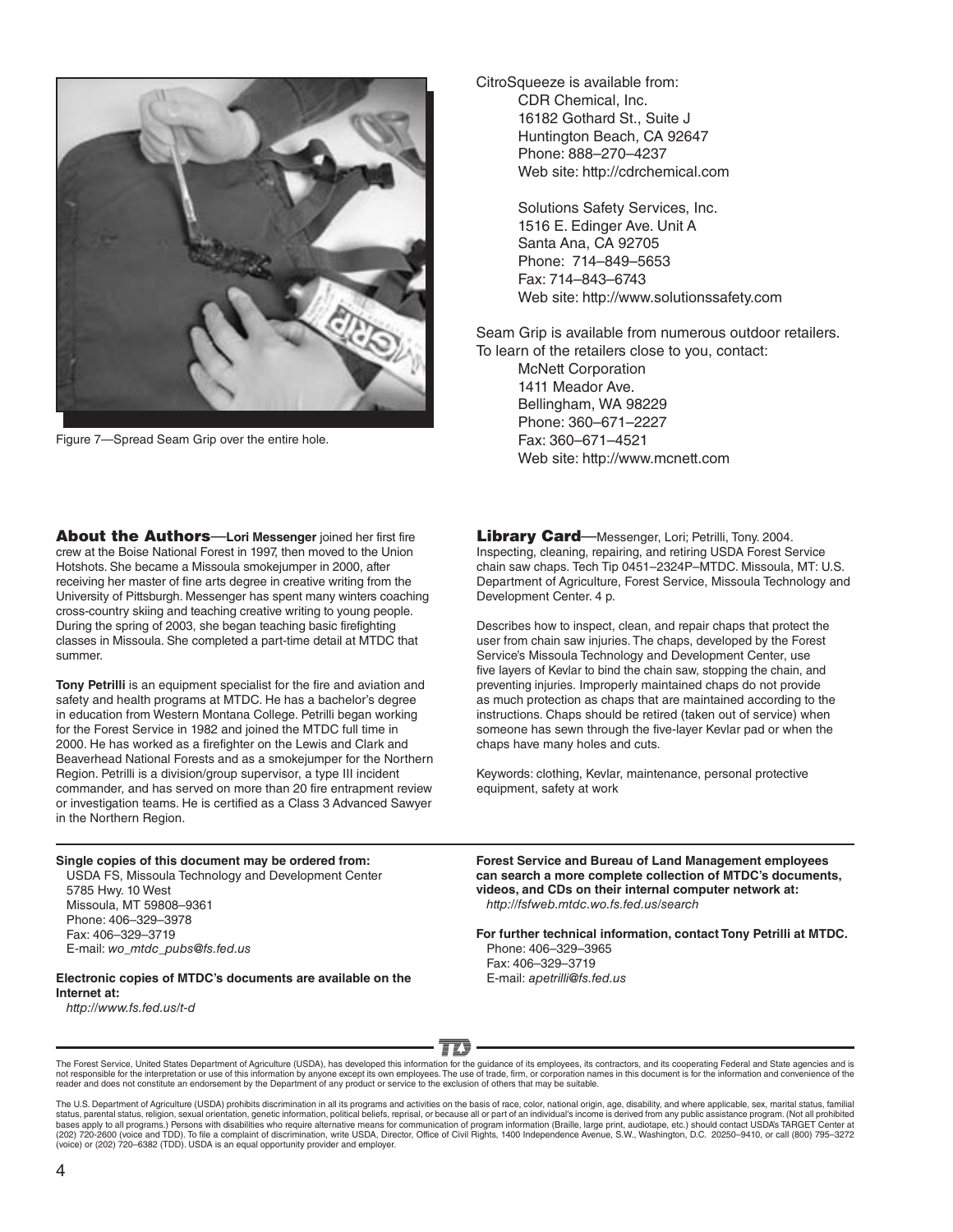Figure 7—Spread Seam Grip over the entire hole.

CitroSqueeze is available from:

CDR Chemical, Inc.
16182 Gothard St., Suite J
Huntington Beach, CA 92647
Phone: 888–270–4237
Web site: http://cdrchemical.com

Solutions Safety Services, Inc.
1516 E. Edinger Ave. Unit A
Santa Ana, CA 92705
Phone: 714–849–5653
Fax: 714–843–6743
Web site: http://www.solutionssafety.com

Seam Grip is available from numerous outdoor retailers. To learn of the retailers close to you, contact:

McNett Corporation
1411 Meador Ave.
Bellingham, WA 98229
Phone: 360–671–2227
Fax: 360–671–4521
Web site: http://www.mcnett.com

**About the Authors**—**Lori Messenger** joined her first fire crew at the Boise National Forest in 1997, then moved to the Union Hotshots. She became a Missoula smokejumper in 2000, after receiving her master of fine arts degree in creative writing from the University of Pittsburgh. Messenger has spent many winters coaching cross-country skiing and teaching creative writing to young people. During the spring of 2003, she began teaching basic firefighting classes in Missoula. She completed a part-time detail at MTDC that summer.

**Tony Petrilli** is an equipment specialist for the fire and aviation and safety and health programs at MTDC. He has a bachelor's degree in education from Western Montana College. Petrilli began working for the Forest Service in 1982 and joined the MTDC full time in 2000. He has worked as a firefighter on the Lewis and Clark and Beaverhead National Forests and as a smokejumper for the Northern Region. Petrilli is a division/group supervisor, a type III incident commander, and has served on more than 20 fire entrapment review or investigation teams. He is certified as a Class 3 Advanced Sawyer in the Northern Region.

**Library Card**—Messenger, Lori; Petrilli, Tony. 2004. Inspecting, cleaning, repairing, and retiring USDA Forest Service chain saw chaps. Tech Tip 0451–2324P–MTDC. Missoula, MT: U.S. Department of Agriculture, Forest Service, Missoula Technology and Development Center. 4 p.

Describes how to inspect, clean, and repair chaps that protect the user from chain saw injuries. The chaps, developed by the Forest Service's Missoula Technology and Development Center, use five layers of Kevlar to bind the chain saw, stopping the chain, and preventing injuries. Improperly maintained chaps do not provide as much protection as chaps that are maintained according to the instructions. Chaps should be retired (taken out of service) when someone has sewn through the five-layer Kevlar pad or when the chaps have many holes and cuts.

Keywords: clothing, Kevlar, maintenance, personal protective equipment, safety at work

**Single copies of this document may be ordered from:**

USDA FS, Missoula Technology and Development Center
5785 Hwy. 10 West
Missoula, MT 59808–9361
Phone: 406–329–3978
Fax: 406–329–3719
E-mail: *wo_mtdc_pubs@fs.fed.us*

**Electronic copies of MTDC's documents are available on the Internet at:**

*http://www.fs.fed.us/t-d*

**Forest Service and Bureau of Land Management employees can search a more complete collection of MTDC's documents, videos, and CDs on their internal computer network at:**

*http://fsfweb.mtdc.wo.fs.fed.us/search*

**For further technical information, contact Tony Petrilli at MTDC.**

Phone: 406–329–3965
Fax: 406–329–3719
E-mail: *apetrilli@fs.fed.us*

The Forest Service, United States Department of Agriculture (USDA), has developed this information for the guidance of its employees, its contractors, and its cooperating Federal and State agencies and is not responsible for the interpretation or use of this information by anyone except its own employees. The use of trade, firm, or corporation names in this document is for the information and convenience of the reader and does not constitute an endorsement by the Department of any product or service to the exclusion of others that may be suitable.

The U.S. Department of Agriculture (USDA) prohibits discrimination in all its programs and activities on the basis of race, color, national origin, age, disability, and where applicable, sex, marital status, familial status, parental status, religion, sexual orientation, genetic information, political beliefs, reprisal, or because all or part of an individual's income is derived from any public assistance program. (Not all prohibited bases apply to all programs.) Persons with disabilities who require alternative means for communication of program information (Braille, large print, audiotape, etc.) should contact USDA's TARGET Center at (202) 720-2600 (voice and TDD). To file a complaint of discrimination, write USDA, Director, Office of Civil Rights, 1400 Independence Avenue, S.W., Washington, D.C. 20250–9410, or call (800) 795–3272 (voice) or (202) 720–6382 (TDD). USDA is an equal opportunity provider and employer.